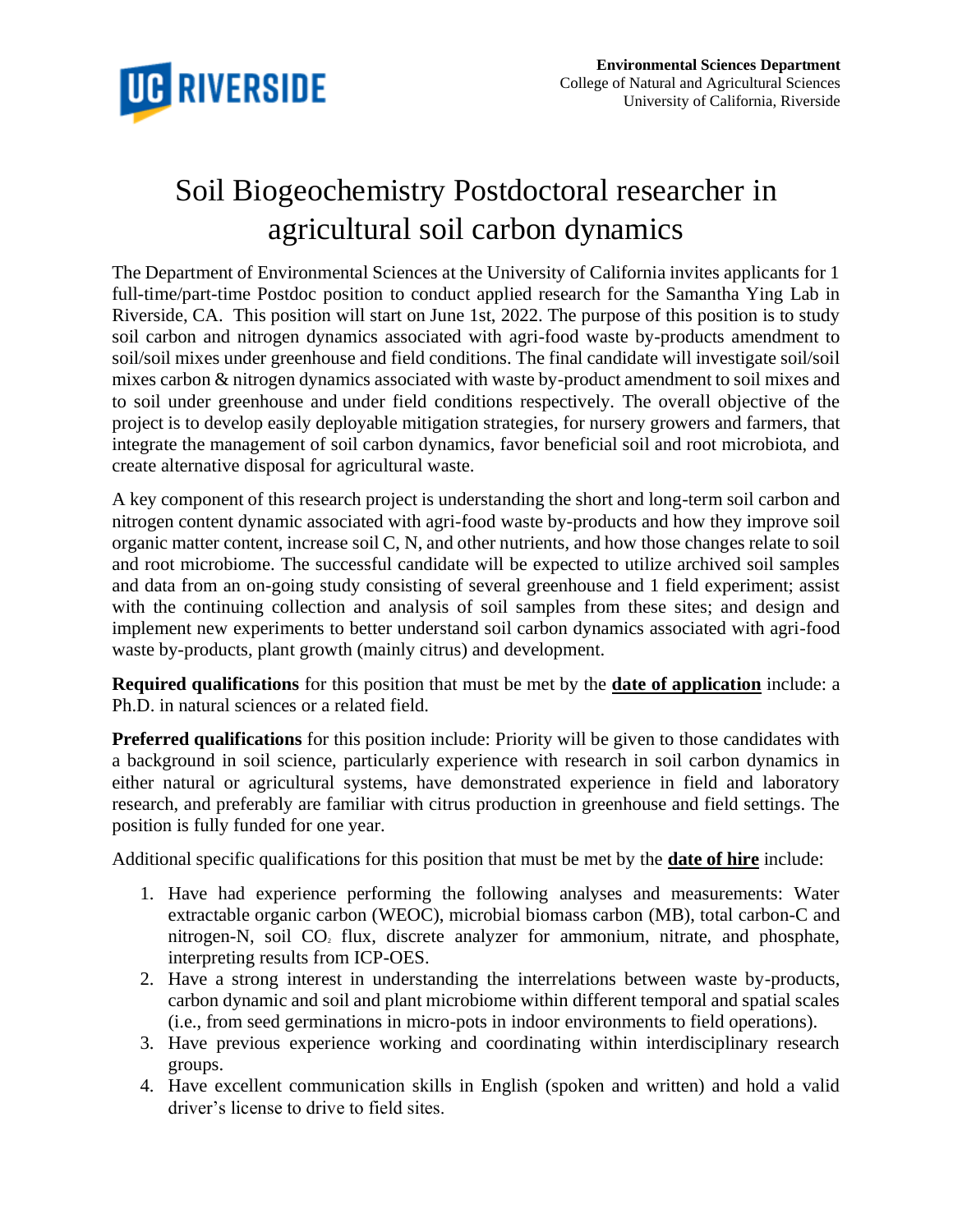**Environmental Sciences Department**
College of Natural and Agricultural Sciences
University of California, Riverside

# Soil Biogeochemistry Postdoctoral researcher in agricultural soil carbon dynamics

The Department of Environmental Sciences at the University of California invites applicants for 1 full-time/part-time Postdoc position to conduct applied research for the Samantha Ying Lab in Riverside, CA. This position will start on June 1st, 2022. The purpose of this position is to study soil carbon and nitrogen dynamics associated with agri-food waste by-products amendment to soil/soil mixes under greenhouse and field conditions. The final candidate will investigate soil/soil mixes carbon & nitrogen dynamics associated with waste by-product amendment to soil mixes and to soil under greenhouse and under field conditions respectively. The overall objective of the project is to develop easily deployable mitigation strategies, for nursery growers and farmers, that integrate the management of soil carbon dynamics, favor beneficial soil and root microbiota, and create alternative disposal for agricultural waste.

A key component of this research project is understanding the short and long-term soil carbon and nitrogen content dynamic associated with agri-food waste by-products and how they improve soil organic matter content, increase soil C, N, and other nutrients, and how those changes relate to soil and root microbiome. The successful candidate will be expected to utilize archived soil samples and data from an on-going study consisting of several greenhouse and 1 field experiment; assist with the continuing collection and analysis of soil samples from these sites; and design and implement new experiments to better understand soil carbon dynamics associated with agri-food waste by-products, plant growth (mainly citrus) and development.

**Required qualifications** for this position that must be met by the **date of application** include: a Ph.D. in natural sciences or a related field.

**Preferred qualifications** for this position include: Priority will be given to those candidates with a background in soil science, particularly experience with research in soil carbon dynamics in either natural or agricultural systems, have demonstrated experience in field and laboratory research, and preferably are familiar with citrus production in greenhouse and field settings. The position is fully funded for one year.

Additional specific qualifications for this position that must be met by the **date of hire** include:

1. Have had experience performing the following analyses and measurements: Water extractable organic carbon (WEOC), microbial biomass carbon (MB), total carbon-C and nitrogen-N, soil $CO_2$ flux, discrete analyzer for ammonium, nitrate, and phosphate, interpreting results from ICP-OES.
2. Have a strong interest in understanding the interrelations between waste by-products, carbon dynamic and soil and plant microbiome within different temporal and spatial scales (i.e., from seed germinations in micro-pots in indoor environments to field operations).
3. Have previous experience working and coordinating within interdisciplinary research groups.
4. Have excellent communication skills in English (spoken and written) and hold a valid driver's license to drive to field sites.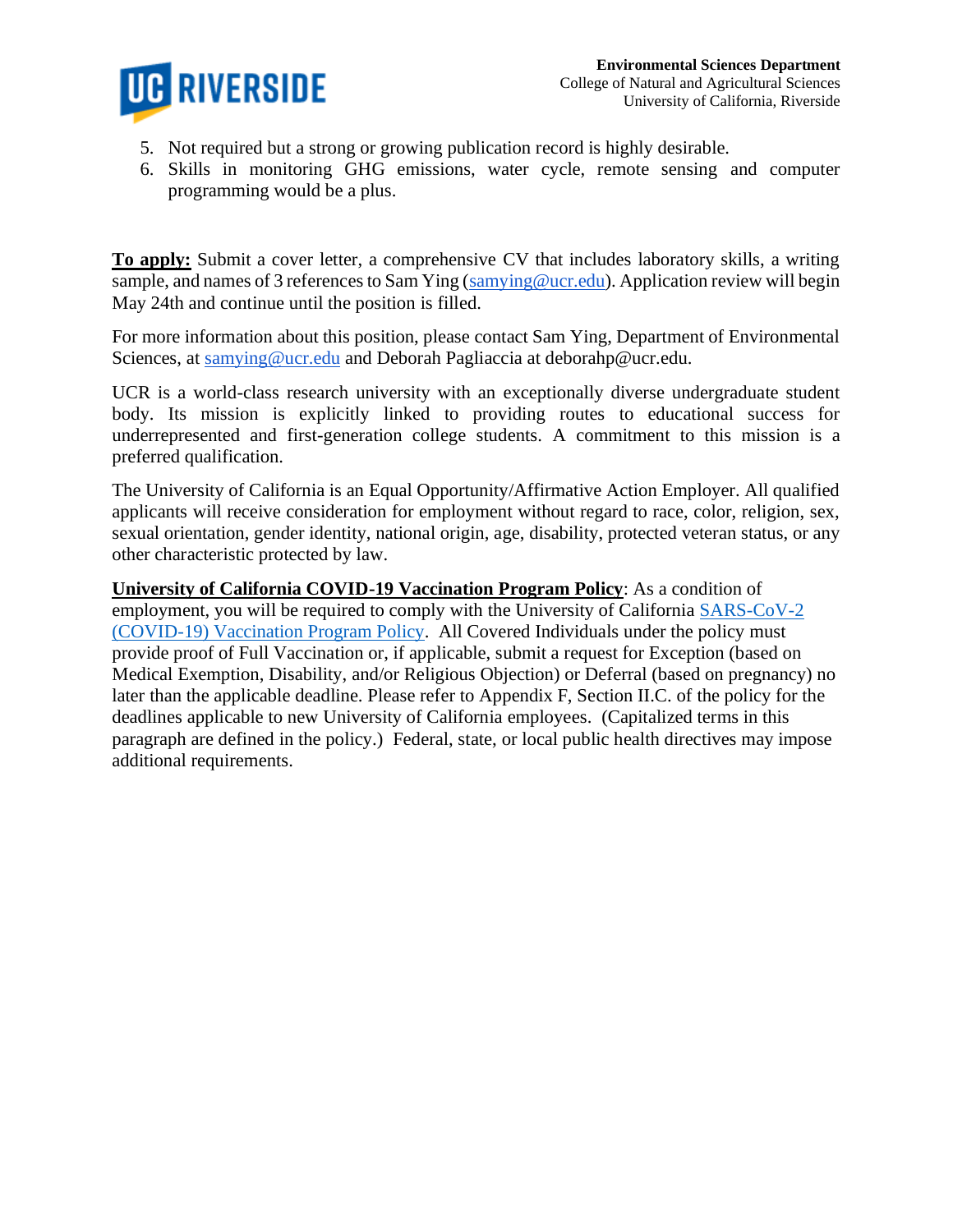5. Not required but a strong or growing publication record is highly desirable.
6. Skills in monitoring GHG emissions, water cycle, remote sensing and computer programming would be a plus.

**To apply:** Submit a cover letter, a comprehensive CV that includes laboratory skills, a writing sample, and names of 3 references to Sam Ying (samying@ucr.edu). Application review will begin May 24th and continue until the position is filled.

For more information about this position, please contact Sam Ying, Department of Environmental Sciences, at samying@ucr.edu and Deborah Pagliaccia at deborahp@ucr.edu.

UCR is a world-class research university with an exceptionally diverse undergraduate student body. Its mission is explicitly linked to providing routes to educational success for underrepresented and first-generation college students. A commitment to this mission is a preferred qualification.

The University of California is an Equal Opportunity/Affirmative Action Employer. All qualified applicants will receive consideration for employment without regard to race, color, religion, sex, sexual orientation, gender identity, national origin, age, disability, protected veteran status, or any other characteristic protected by law.

**University of California COVID-19 Vaccination Program Policy**: As a condition of employment, you will be required to comply with the University of California SARS-CoV-2 (COVID-19) Vaccination Program Policy. All Covered Individuals under the policy must provide proof of Full Vaccination or, if applicable, submit a request for Exception (based on Medical Exemption, Disability, and/or Religious Objection) or Deferral (based on pregnancy) no later than the applicable deadline. Please refer to Appendix F, Section II.C. of the policy for the deadlines applicable to new University of California employees. (Capitalized terms in this paragraph are defined in the policy.) Federal, state, or local public health directives may impose additional requirements.